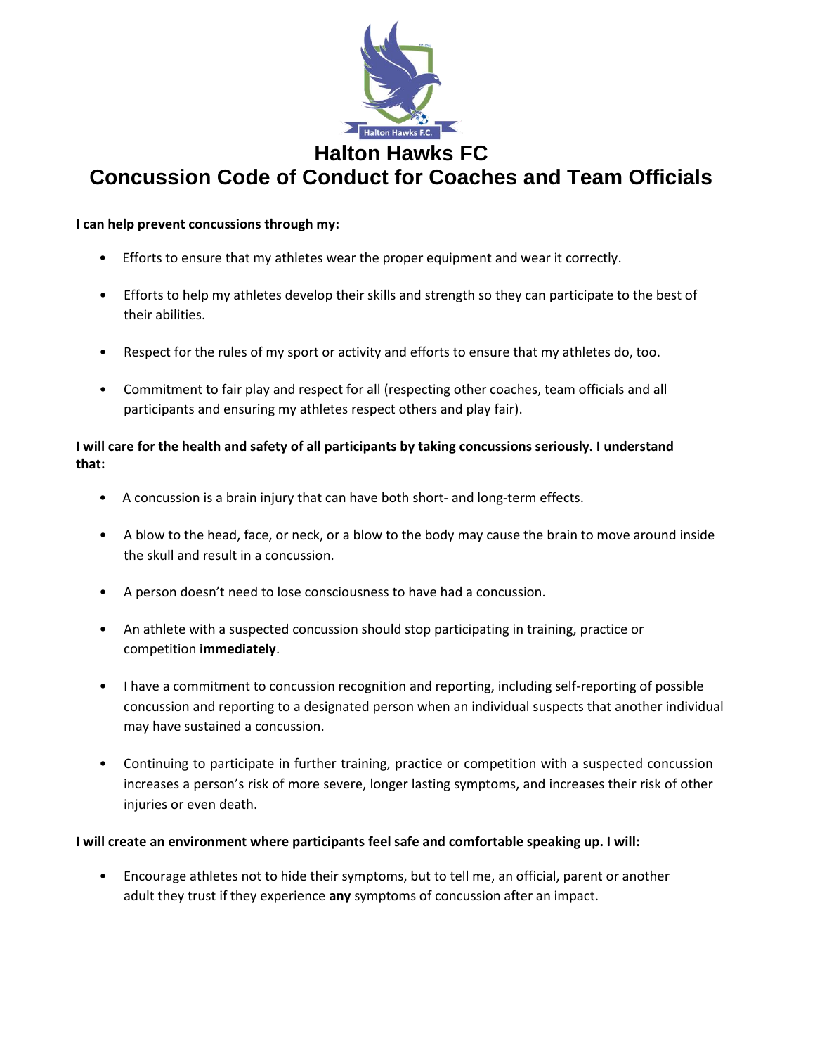# Halton Hawks FC

# Concussion Code of Conduct for Coaches and Team Officials

**I can help prevent concussions through my:**

- Efforts to ensure that my athletes wear the proper equipment and wear it correctly.
- Efforts to help my athletes develop their skills and strength so they can participate to the best of their abilities.
- Respect for the rules of my sport or activity and efforts to ensure that my athletes do, too.
- Commitment to fair play and respect for all (respecting other coaches, team officials and all participants and ensuring my athletes respect others and play fair).

**I will care for the health and safety of all participants by taking concussions seriously. I understand that:**

- A concussion is a brain injury that can have both short- and long-term effects.
- A blow to the head, face, or neck, or a blow to the body may cause the brain to move around inside the skull and result in a concussion.
- A person doesn't need to lose consciousness to have had a concussion.
- An athlete with a suspected concussion should stop participating in training, practice or competition **immediately**.
- I have a commitment to concussion recognition and reporting, including self-reporting of possible concussion and reporting to a designated person when an individual suspects that another individual may have sustained a concussion.
- Continuing to participate in further training, practice or competition with a suspected concussion increases a person's risk of more severe, longer lasting symptoms, and increases their risk of other injuries or even death.

**I will create an environment where participants feel safe and comfortable speaking up. I will:**

- Encourage athletes not to hide their symptoms, but to tell me, an official, parent or another adult they trust if they experience **any** symptoms of concussion after an impact.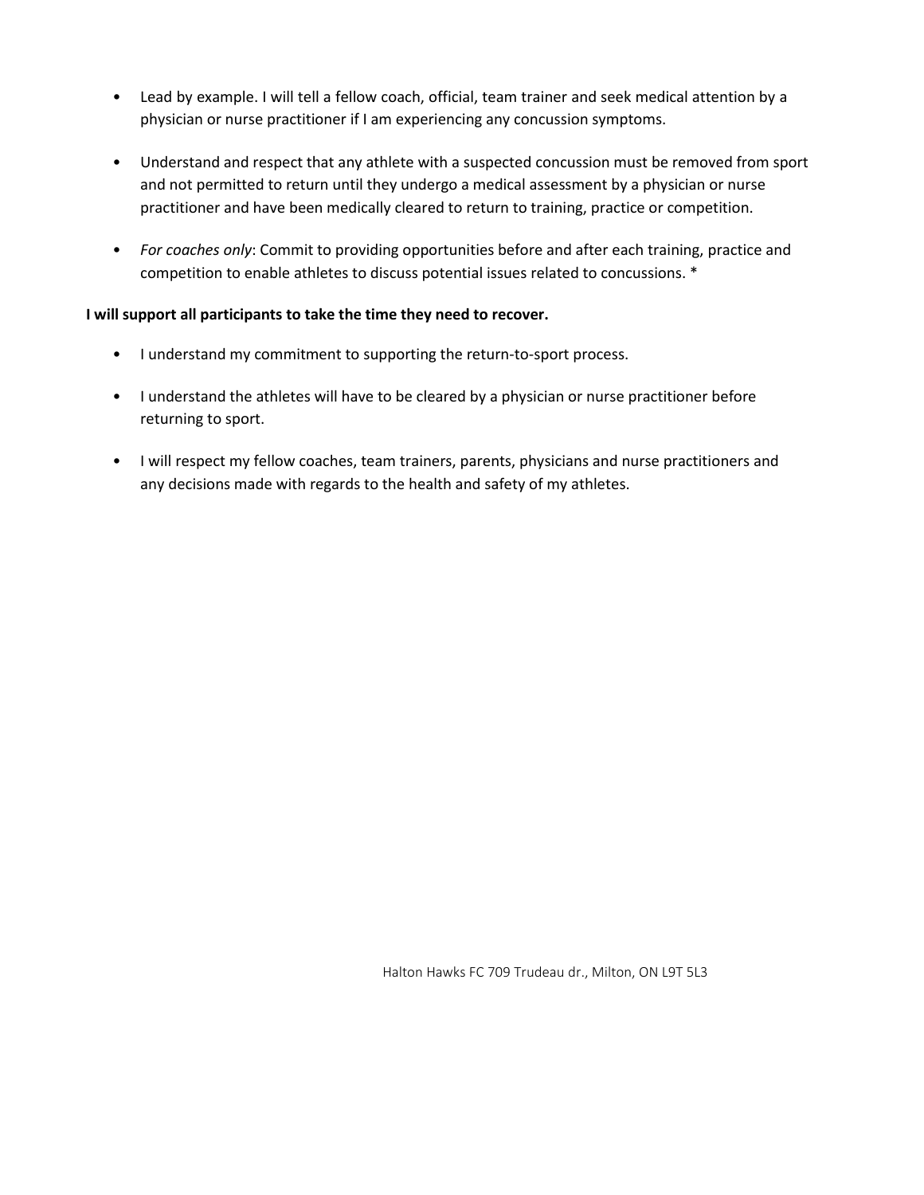- Lead by example. I will tell a fellow coach, official, team trainer and seek medical attention by a physician or nurse practitioner if I am experiencing any concussion symptoms.

- Understand and respect that any athlete with a suspected concussion must be removed from sport and not permitted to return until they undergo a medical assessment by a physician or nurse practitioner and have been medically cleared to return to training, practice or competition.

- *For coaches only*: Commit to providing opportunities before and after each training, practice and competition to enable athletes to discuss potential issues related to concussions. *

**I will support all participants to take the time they need to recover.**

- I understand my commitment to supporting the return-to-sport process.

- I understand the athletes will have to be cleared by a physician or nurse practitioner before returning to sport.

- I will respect my fellow coaches, team trainers, parents, physicians and nurse practitioners and any decisions made with regards to the health and safety of my athletes.

Halton Hawks FC 709 Trudeau dr., Milton, ON L9T 5L3